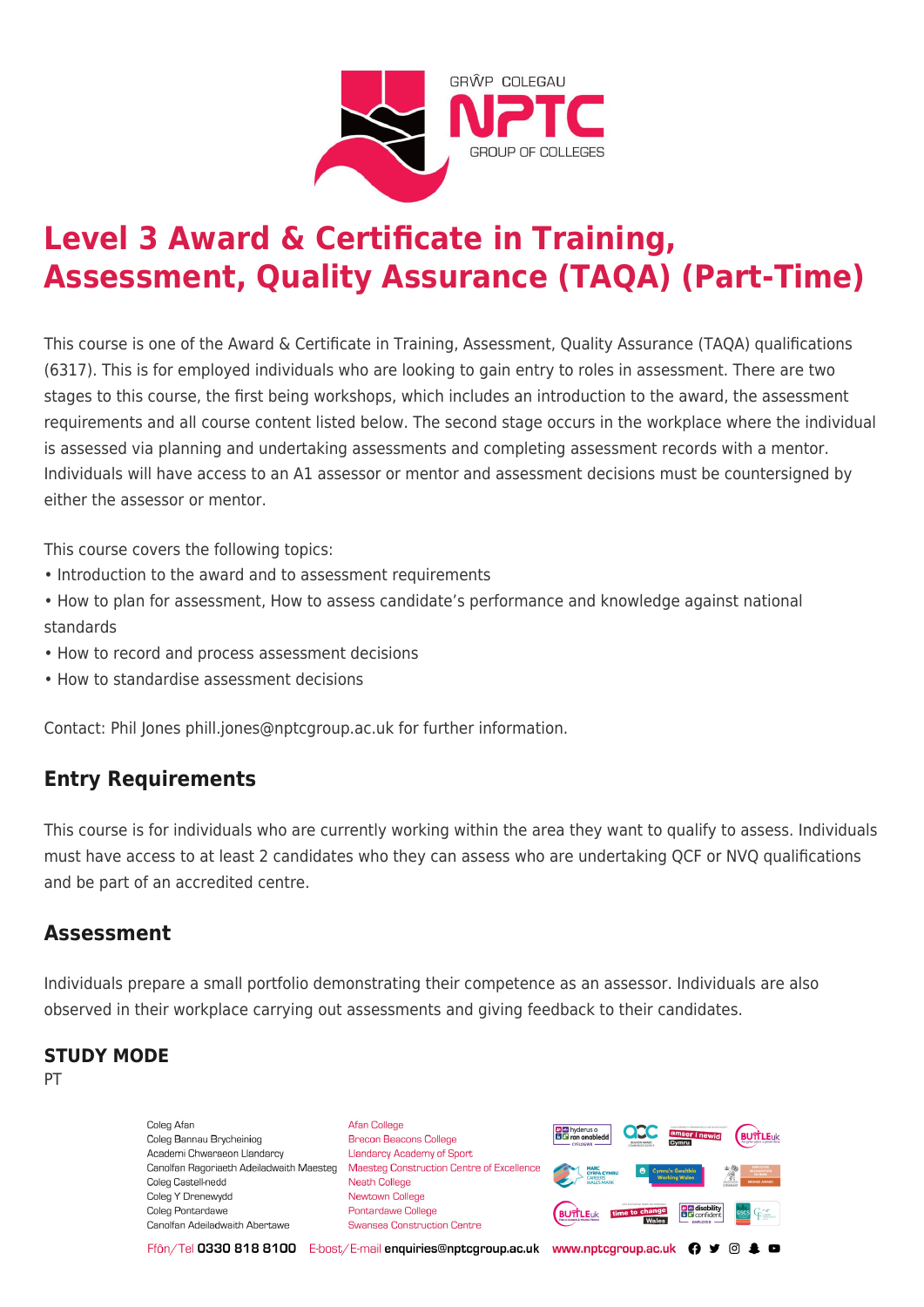# Level 3 Award & Certificate in Training, Assessment, Quality Assurance (TAQA) (Part-Time)

This course is one of the Award & Certificate in Training, Assessment, Quality Assurance (TAQA) qualifications (6317). This is for employed individuals who are looking to gain entry to roles in assessment. There are two stages to this course, the first being workshops, which includes an introduction to the award, the assessment requirements and all course content listed below. The second stage occurs in the workplace where the individual is assessed via planning and undertaking assessments and completing assessment records with a mentor. Individuals will have access to an A1 assessor or mentor and assessment decisions must be countersigned by either the assessor or mentor.

This course covers the following topics:

- Introduction to the award and to assessment requirements
- How to plan for assessment, How to assess candidate's performance and knowledge against national standards
- How to record and process assessment decisions
- How to standardise assessment decisions

Contact: Phil Jones phill.jones@nptcgroup.ac.uk for further information.

## Entry Requirements

This course is for individuals who are currently working within the area they want to qualify to assess. Individuals must have access to at least 2 candidates who they can assess who are undertaking QCF or NVQ qualifications and be part of an accredited centre.

## Assessment

Individuals prepare a small portfolio demonstrating their competence as an assessor. Individuals are also observed in their workplace carrying out assessments and giving feedback to their candidates.

### STUDY MODE

PT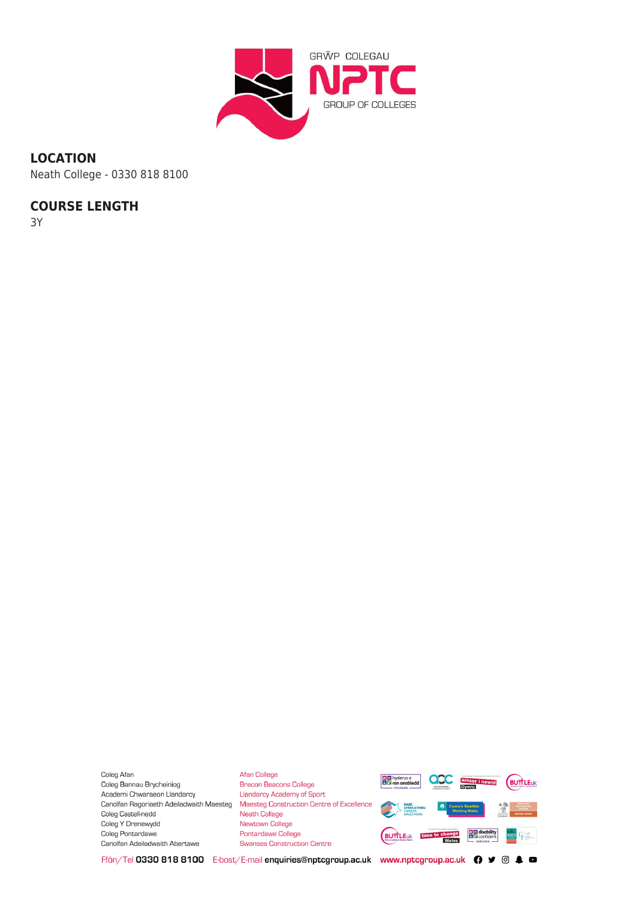## LOCATION

Neath College - 0330 818 8100

## COURSE LENGTH

3Y